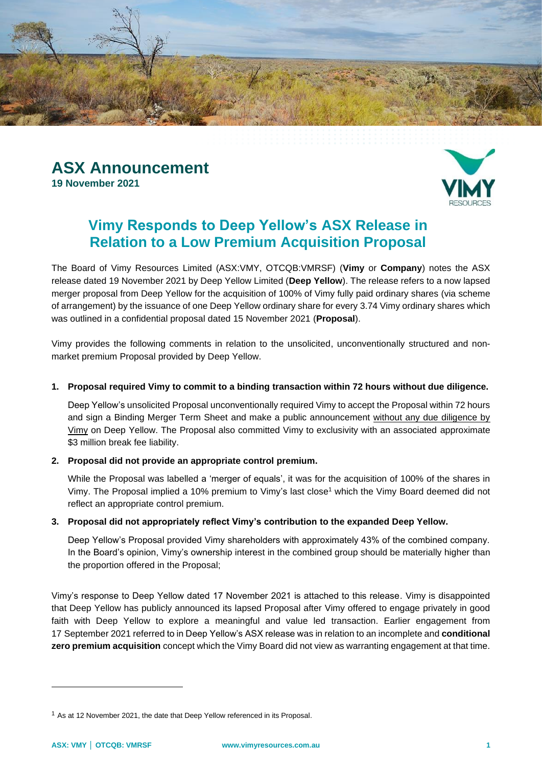# ASX Announcement

**19 November 2021**

## Vimy Responds to Deep Yellow's ASX Release in Relation to a Low Premium Acquisition Proposal

The Board of Vimy Resources Limited (ASX:VMY, OTCQB:VMRSF) (**Vimy** or **Company**) notes the ASX release dated 19 November 2021 by Deep Yellow Limited (**Deep Yellow**). The release refers to a now lapsed merger proposal from Deep Yellow for the acquisition of 100% of Vimy fully paid ordinary shares (via scheme of arrangement) by the issuance of one Deep Yellow ordinary share for every 3.74 Vimy ordinary shares which was outlined in a confidential proposal dated 15 November 2021 (**Proposal**).

Vimy provides the following comments in relation to the unsolicited, unconventionally structured and non-market premium Proposal provided by Deep Yellow.

1. **Proposal required Vimy to commit to a binding transaction within 72 hours without due diligence.**

   Deep Yellow's unsolicited Proposal unconventionally required Vimy to accept the Proposal within 72 hours and sign a Binding Merger Term Sheet and make a public announcement without any due diligence by Vimy on Deep Yellow. The Proposal also committed Vimy to exclusivity with an associated approximate $3 million break fee liability.

2. **Proposal did not provide an appropriate control premium.**

   While the Proposal was labelled a 'merger of equals', it was for the acquisition of 100% of the shares in Vimy. The Proposal implied a 10% premium to Vimy's last close[1] which the Vimy Board deemed did not reflect an appropriate control premium.

3. **Proposal did not appropriately reflect Vimy's contribution to the expanded Deep Yellow.**

   Deep Yellow's Proposal provided Vimy shareholders with approximately 43% of the combined company. In the Board's opinion, Vimy's ownership interest in the combined group should be materially higher than the proportion offered in the Proposal;

Vimy's response to Deep Yellow dated 17 November 2021 is attached to this release. Vimy is disappointed that Deep Yellow has publicly announced its lapsed Proposal after Vimy offered to engage privately in good faith with Deep Yellow to explore a meaningful and value led transaction. Earlier engagement from 17 September 2021 referred to in Deep Yellow's ASX release was in relation to an incomplete and **conditional zero premium acquisition** concept which the Vimy Board did not view as warranting engagement at that time.

[1] As at 12 November 2021, the date that Deep Yellow referenced in its Proposal.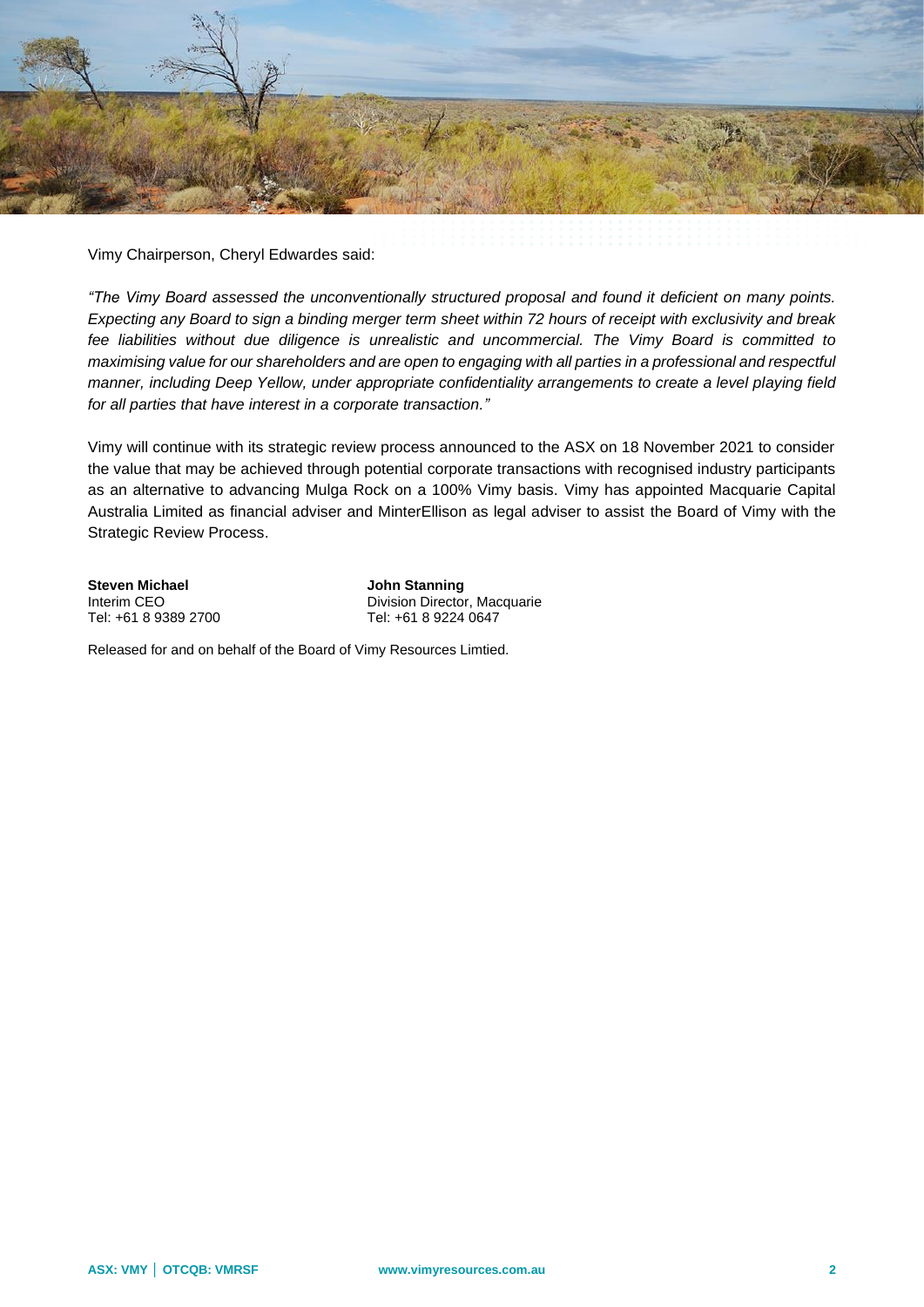Vimy Chairperson, Cheryl Edwardes said:

*"The Vimy Board assessed the unconventionally structured proposal and found it deficient on many points. Expecting any Board to sign a binding merger term sheet within 72 hours of receipt with exclusivity and break fee liabilities without due diligence is unrealistic and uncommercial. The Vimy Board is committed to maximising value for our shareholders and are open to engaging with all parties in a professional and respectful manner, including Deep Yellow, under appropriate confidentiality arrangements to create a level playing field for all parties that have interest in a corporate transaction."*

Vimy will continue with its strategic review process announced to the ASX on 18 November 2021 to consider the value that may be achieved through potential corporate transactions with recognised industry participants as an alternative to advancing Mulga Rock on a 100% Vimy basis. Vimy has appointed Macquarie Capital Australia Limited as financial adviser and MinterEllison as legal adviser to assist the Board of Vimy with the Strategic Review Process.

**Steven Michael**
Interim CEO
Tel: +61 8 9389 2700

**John Stanning**
Division Director, Macquarie
Tel: +61 8 9224 0647

Released for and on behalf of the Board of Vimy Resources Limtied.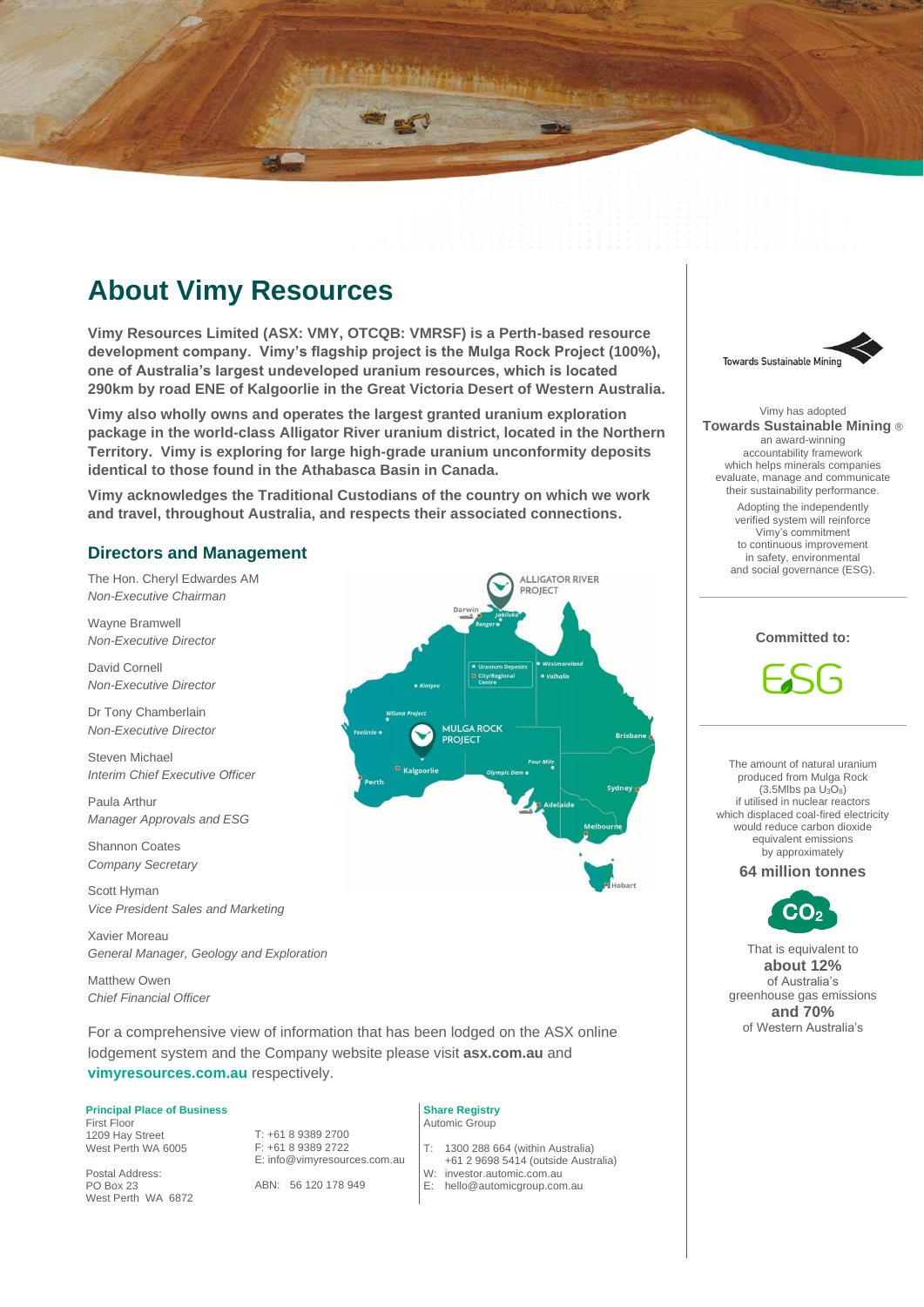# About Vimy Resources

**Vimy Resources Limited (ASX: VMY, OTCQB: VMRSF) is a Perth-based resource development company. Vimy's flagship project is the Mulga Rock Project (100%), one of Australia's largest undeveloped uranium resources, which is located 290km by road ENE of Kalgoorlie in the Great Victoria Desert of Western Australia.**

**Vimy also wholly owns and operates the largest granted uranium exploration package in the world-class Alligator River uranium district, located in the Northern Territory. Vimy is exploring for large high-grade uranium unconformity deposits identical to those found in the Athabasca Basin in Canada.**

**Vimy acknowledges the Traditional Custodians of the country on which we work and travel, throughout Australia, and respects their associated connections.**

## Directors and Management

The Hon. Cheryl Edwardes AM
*Non-Executive Chairman*

Wayne Bramwell
*Non-Executive Director*

David Cornell
*Non-Executive Director*

Dr Tony Chamberlain
*Non-Executive Director*

Steven Michael
*Interim Chief Executive Officer*

Paula Arthur
*Manager Approvals and ESG*

Shannon Coates
*Company Secretary*

Scott Hyman
*Vice President Sales and Marketing*

Xavier Moreau
*General Manager, Geology and Exploration*

Matthew Owen
*Chief Financial Officer*

For a comprehensive view of information that has been lodged on the ASX online lodgement system and the Company website please visit **asx.com.au** and **vimyresources.com.au** respectively.

**Principal Place of Business**
First Floor
1209 Hay Street
West Perth WA 6005

Postal Address:
PO Box 23
West Perth WA 6872

T: +61 8 9389 2700
F: +61 8 9389 2722
E: info@vimyresources.com.au

ABN: 56 120 178 949

**Share Registry**
Automic Group

T: 1300 288 664 (within Australia)
+61 2 9698 5414 (outside Australia)
W: investor.automic.com.au
E: hello@automicgroup.com.au

Towards Sustainable Mining

Vimy has adopted **Towards Sustainable Mining ®** an award-winning accountability framework which helps minerals companies evaluate, manage and communicate their sustainability performance.

Adopting the independently verified system will reinforce Vimy's commitment to continuous improvement in safety, environmental and social governance (ESG).

**Committed to:**

ESG

The amount of natural uranium produced from Mulga Rock (3.5Mlbs pa $U_3O_8$) if utilised in nuclear reactors which displaced coal-fired electricity would reduce carbon dioxide equivalent emissions by approximately

**64 million tonnes**

$CO_2$

That is equivalent to **about 12%** of Australia's greenhouse gas emissions **and 70%** of Western Australia's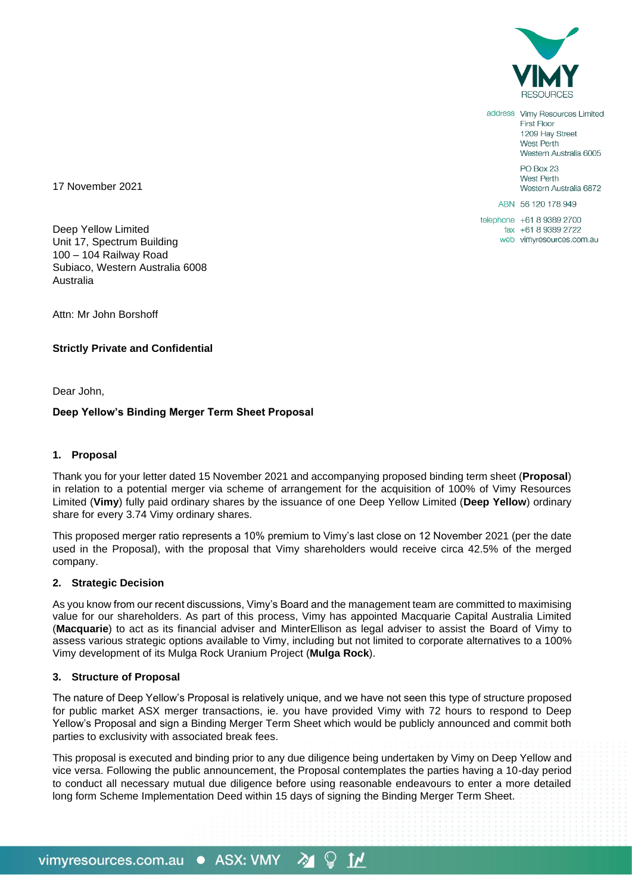17 November 2021

Deep Yellow Limited
Unit 17, Spectrum Building
100 – 104 Railway Road
Subiaco, Western Australia 6008
Australia

Attn: Mr John Borshoff

**Strictly Private and Confidential**

Dear John,

**Deep Yellow's Binding Merger Term Sheet Proposal**

**1. Proposal**

Thank you for your letter dated 15 November 2021 and accompanying proposed binding term sheet (**Proposal**) in relation to a potential merger via scheme of arrangement for the acquisition of 100% of Vimy Resources Limited (**Vimy**) fully paid ordinary shares by the issuance of one Deep Yellow Limited (**Deep Yellow**) ordinary share for every 3.74 Vimy ordinary shares.

This proposed merger ratio represents a 10% premium to Vimy's last close on 12 November 2021 (per the date used in the Proposal), with the proposal that Vimy shareholders would receive circa 42.5% of the merged company.

**2. Strategic Decision**

As you know from our recent discussions, Vimy's Board and the management team are committed to maximising value for our shareholders. As part of this process, Vimy has appointed Macquarie Capital Australia Limited (**Macquarie**) to act as its financial adviser and MinterEllison as legal adviser to assist the Board of Vimy to assess various strategic options available to Vimy, including but not limited to corporate alternatives to a 100% Vimy development of its Mulga Rock Uranium Project (**Mulga Rock**).

**3. Structure of Proposal**

The nature of Deep Yellow's Proposal is relatively unique, and we have not seen this type of structure proposed for public market ASX merger transactions, ie. you have provided Vimy with 72 hours to respond to Deep Yellow's Proposal and sign a Binding Merger Term Sheet which would be publicly announced and commit both parties to exclusivity with associated break fees.

This proposal is executed and binding prior to any due diligence being undertaken by Vimy on Deep Yellow and vice versa. Following the public announcement, the Proposal contemplates the parties having a 10-day period to conduct all necessary mutual due diligence before using reasonable endeavours to enter a more detailed long form Scheme Implementation Deed within 15 days of signing the Binding Merger Term Sheet.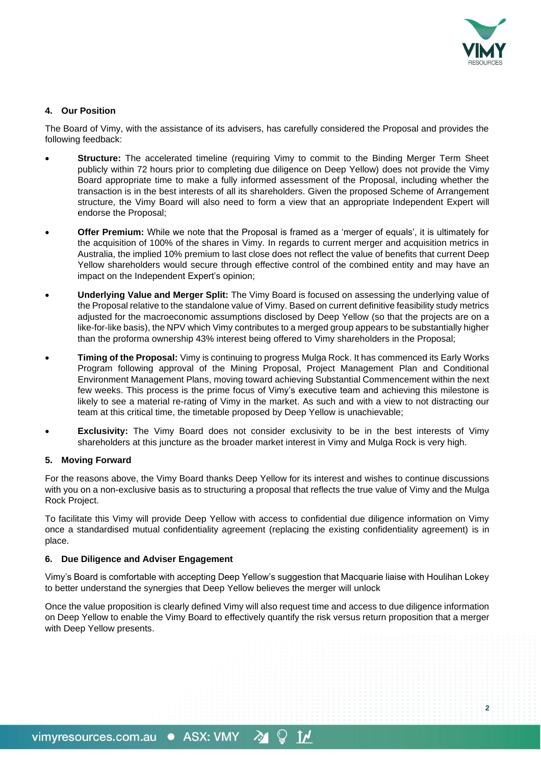## 4. Our Position

The Board of Vimy, with the assistance of its advisers, has carefully considered the Proposal and provides the following feedback:

- **Structure:** The accelerated timeline (requiring Vimy to commit to the Binding Merger Term Sheet publicly within 72 hours prior to completing due diligence on Deep Yellow) does not provide the Vimy Board appropriate time to make a fully informed assessment of the Proposal, including whether the transaction is in the best interests of all its shareholders. Given the proposed Scheme of Arrangement structure, the Vimy Board will also need to form a view that an appropriate Independent Expert will endorse the Proposal;
- **Offer Premium:** While we note that the Proposal is framed as a 'merger of equals', it is ultimately for the acquisition of 100% of the shares in Vimy. In regards to current merger and acquisition metrics in Australia, the implied 10% premium to last close does not reflect the value of benefits that current Deep Yellow shareholders would secure through effective control of the combined entity and may have an impact on the Independent Expert's opinion;
- **Underlying Value and Merger Split:** The Vimy Board is focused on assessing the underlying value of the Proposal relative to the standalone value of Vimy. Based on current definitive feasibility study metrics adjusted for the macroeconomic assumptions disclosed by Deep Yellow (so that the projects are on a like-for-like basis), the NPV which Vimy contributes to a merged group appears to be substantially higher than the proforma ownership 43% interest being offered to Vimy shareholders in the Proposal;
- **Timing of the Proposal:** Vimy is continuing to progress Mulga Rock. It has commenced its Early Works Program following approval of the Mining Proposal, Project Management Plan and Conditional Environment Management Plans, moving toward achieving Substantial Commencement within the next few weeks. This process is the prime focus of Vimy's executive team and achieving this milestone is likely to see a material re-rating of Vimy in the market. As such and with a view to not distracting our team at this critical time, the timetable proposed by Deep Yellow is unachievable;
- **Exclusivity:** The Vimy Board does not consider exclusivity to be in the best interests of Vimy shareholders at this juncture as the broader market interest in Vimy and Mulga Rock is very high.

## 5. Moving Forward

For the reasons above, the Vimy Board thanks Deep Yellow for its interest and wishes to continue discussions with you on a non-exclusive basis as to structuring a proposal that reflects the true value of Vimy and the Mulga Rock Project.

To facilitate this Vimy will provide Deep Yellow with access to confidential due diligence information on Vimy once a standardised mutual confidentiality agreement (replacing the existing confidentiality agreement) is in place.

## 6. Due Diligence and Adviser Engagement

Vimy's Board is comfortable with accepting Deep Yellow's suggestion that Macquarie liaise with Houlihan Lokey to better understand the synergies that Deep Yellow believes the merger will unlock

Once the value proposition is clearly defined Vimy will also request time and access to due diligence information on Deep Yellow to enable the Vimy Board to effectively quantify the risk versus return proposition that a merger with Deep Yellow presents.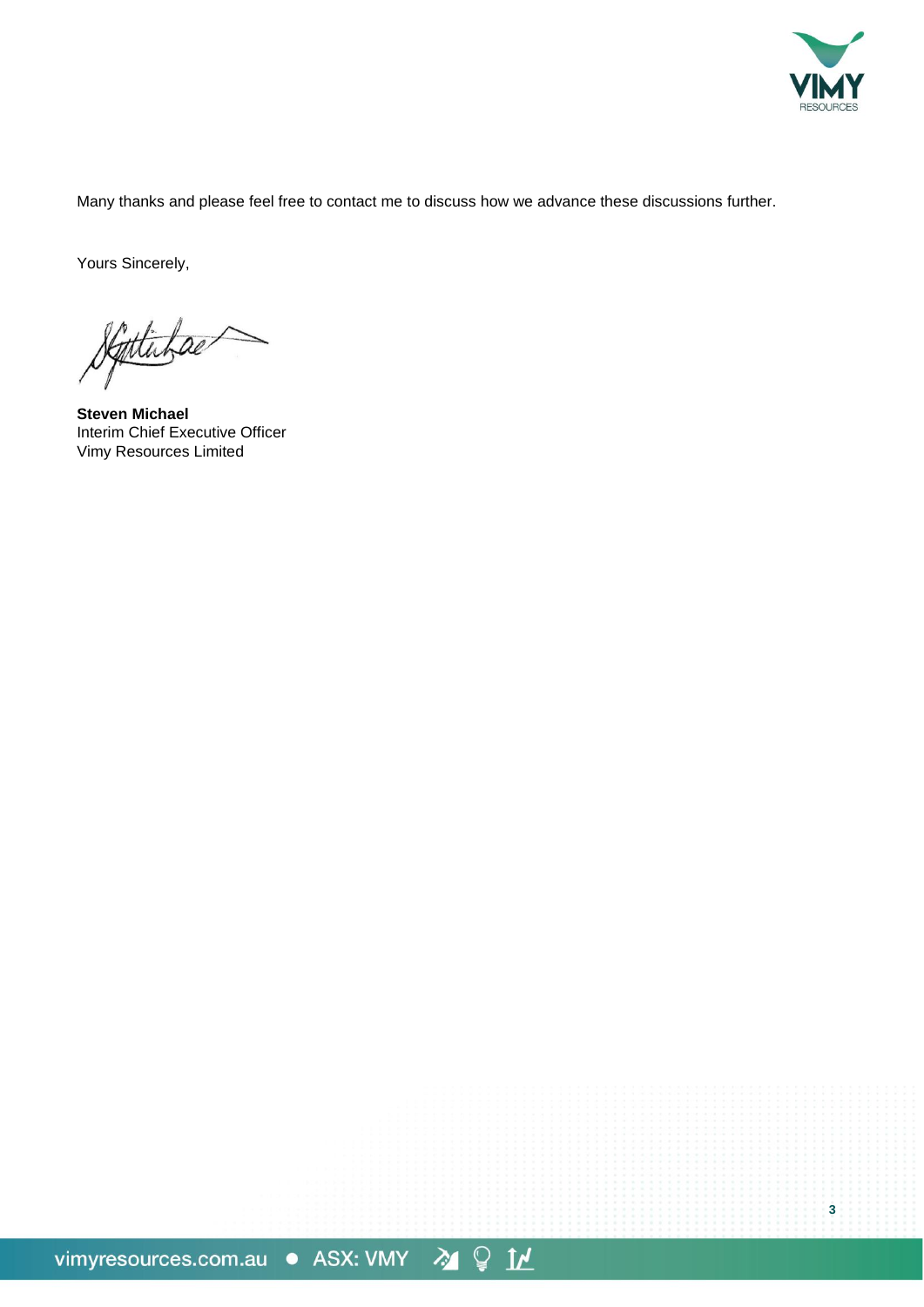Many thanks and please feel free to contact me to discuss how we advance these discussions further.

Yours Sincerely,

**Steven Michael**
Interim Chief Executive Officer
Vimy Resources Limited